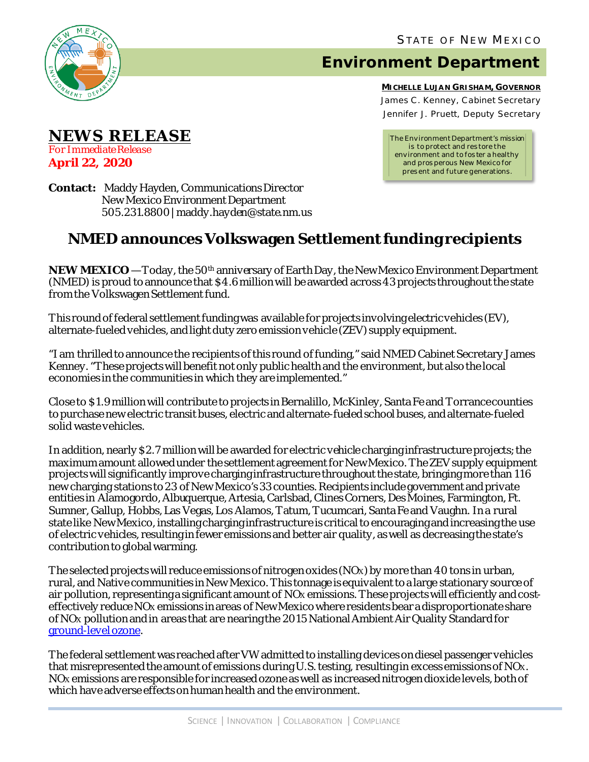STATE OF NEW MEXICO

# Environment Department

**MICHELLE LUJAN GRISHAM, GOVERNOR**
James C. Kenney, Cabinet Secretary
Jennifer J. Pruett, Deputy Secretary

The Environment Department's mission is to protect and restore the environment and to foster a healthy and prosperous New Mexico for present and future generations.

## NEWS RELEASE

For Immediate Release
**April 22, 2020**

**Contact:** Maddy Hayden, Communications Director
New Mexico Environment Department
505.231.8800 | maddy.hayden@state.nm.us

# NMED announces Volkswagen Settlement funding recipients

**NEW MEXICO** — Today, the 50th anniversary of Earth Day, the New Mexico Environment Department (NMED) is proud to announce that $4.6 million will be awarded across 43 projects throughout the state from the Volkswagen Settlement fund.

This round of federal settlement funding was available for projects involving electric vehicles (EV), alternate-fueled vehicles, and light duty zero emission vehicle (ZEV) supply equipment.

"I am thrilled to announce the recipients of this round of funding," said NMED Cabinet Secretary James Kenney. "These projects will benefit not only public health and the environment, but also the local economies in the communities in which they are implemented."

Close to $1.9 million will contribute to projects in Bernalillo, McKinley, Santa Fe and Torrance counties to purchase new electric transit buses, electric and alternate-fueled school buses, and alternate-fueled solid waste vehicles.

In addition, nearly $2.7 million will be awarded for electric vehicle charging infrastructure projects; the maximum amount allowed under the settlement agreement for New Mexico. The ZEV supply equipment projects will significantly improve charging infrastructure throughout the state, bringing more than 116 new charging stations to 23 of New Mexico's 33 counties. Recipients include government and private entities in Alamogordo, Albuquerque, Artesia, Carlsbad, Clines Corners, Des Moines, Farmington, Ft. Sumner, Gallup, Hobbs, Las Vegas, Los Alamos, Tatum, Tucumcari, Santa Fe and Vaughn. In a rural state like New Mexico, installing charging infrastructure is critical to encouraging and increasing the use of electric vehicles, resulting in fewer emissions and better air quality, as well as decreasing the state's contribution to global warming.

The selected projects will reduce emissions of nitrogen oxides ($NO_X$) by more than 40 tons in urban, rural, and Native communities in New Mexico. This tonnage is equivalent to a large stationary source of air pollution, representing a significant amount of $NO_X$ emissions. These projects will efficiently and cost-effectively reduce $NO_X$ emissions in areas of New Mexico where residents bear a disproportionate share of $NO_X$ pollution and in areas that are nearing the 2015 National Ambient Air Quality Standard for ground-level ozone.

The federal settlement was reached after VW admitted to installing devices on diesel passenger vehicles that misrepresented the amount of emissions during U.S. testing, resulting in excess emissions of $NO_X$. $NO_X$ emissions are responsible for increased ozone as well as increased nitrogen dioxide levels, both of which have adverse effects on human health and the environment.

SCIENCE | INNOVATION | COLLABORATION | COMPLIANCE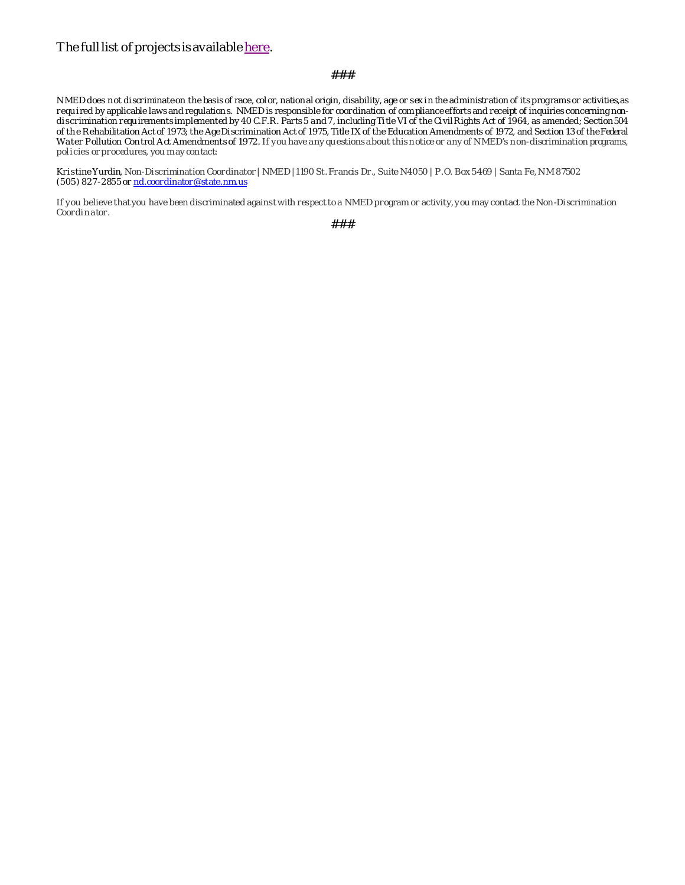The full list of projects is available here.

###

*NMED does not discriminate on the basis of race, color, national origin, disability, age or sex in the administration of its programs or activities, as required by applicable laws and regulations. NMED is responsible for coordination of compliance efforts and receipt of inquiries concerning non-discrimination requirements implemented by 40 C.F.R. Parts 5 and 7, including Title VI of the Civil Rights Act of 1964, as amended; Section 504 of the Rehabilitation Act of 1973; the Age Discrimination Act of 1975, Title IX of the Education Amendments of 1972, and Section 13 of the Federal Water Pollution Control Act Amendments of 1972. If you have any questions about this notice or any of NMED's non-discrimination programs, policies or procedures, you may contact:*

*Kristine Yurdin, Non-Discrimination Coordinator | NMED | 1190 St. Francis Dr., Suite N4050 | P.O. Box 5469 | Santa Fe, NM 87502*
*(505) 827-2855 or nd.coordinator@state.nm.us*

*If you believe that you have been discriminated against with respect to a NMED program or activity, you may contact the Non-Discrimination Coordinator.*

###